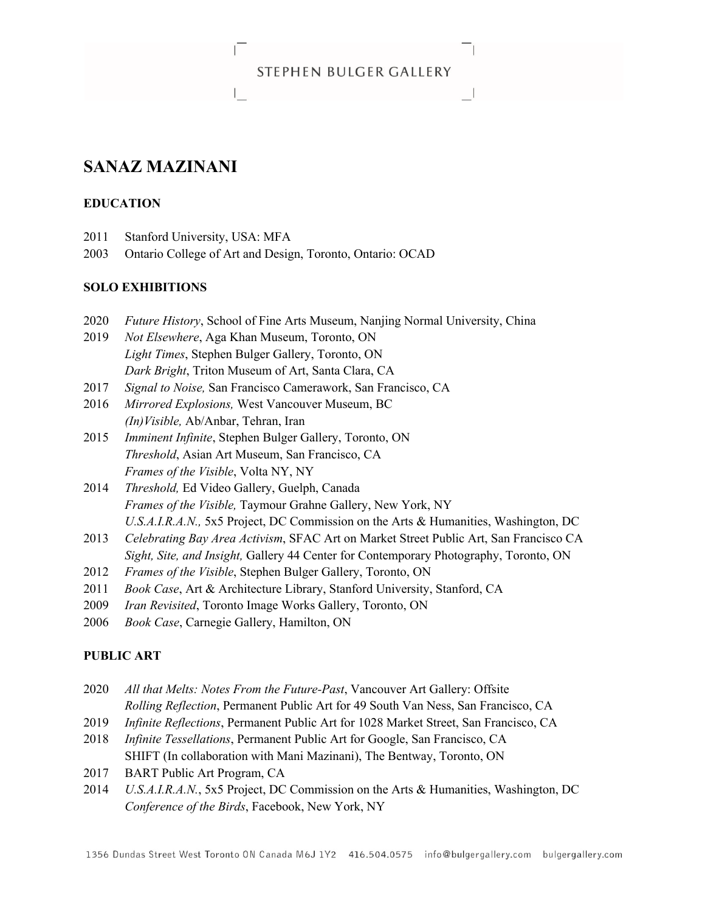# SANAZ MAZINANI

## EDUCATION

2011 Stanford University, USA: MFA
2003 Ontario College of Art and Design, Toronto, Ontario: OCAD

## SOLO EXHIBITIONS

2020 *Future History*, School of Fine Arts Museum, Nanjing Normal University, China
2019 *Not Elsewhere*, Aga Khan Museum, Toronto, ON
*Light Times*, Stephen Bulger Gallery, Toronto, ON
*Dark Bright*, Triton Museum of Art, Santa Clara, CA
2017 *Signal to Noise,* San Francisco Camerawork, San Francisco, CA
2016 *Mirrored Explosions,* West Vancouver Museum, BC
*(In)Visible,* Ab/Anbar, Tehran, Iran
2015 *Imminent Infinite*, Stephen Bulger Gallery, Toronto, ON
*Threshold*, Asian Art Museum, San Francisco, CA
*Frames of the Visible*, Volta NY, NY
2014 *Threshold,* Ed Video Gallery, Guelph, Canada
*Frames of the Visible,* Taymour Grahne Gallery, New York, NY
*U.S.A.I.R.A.N.,* 5x5 Project, DC Commission on the Arts & Humanities, Washington, DC
2013 *Celebrating Bay Area Activism*, SFAC Art on Market Street Public Art, San Francisco CA
*Sight, Site, and Insight,* Gallery 44 Center for Contemporary Photography, Toronto, ON
2012 *Frames of the Visible*, Stephen Bulger Gallery, Toronto, ON
2011 *Book Case*, Art & Architecture Library, Stanford University, Stanford, CA
2009 *Iran Revisited*, Toronto Image Works Gallery, Toronto, ON
2006 *Book Case*, Carnegie Gallery, Hamilton, ON

## PUBLIC ART

2020 *All that Melts: Notes From the Future-Past*, Vancouver Art Gallery: Offsite
*Rolling Reflection*, Permanent Public Art for 49 South Van Ness, San Francisco, CA
2019 *Infinite Reflections*, Permanent Public Art for 1028 Market Street, San Francisco, CA
2018 *Infinite Tessellations*, Permanent Public Art for Google, San Francisco, CA
SHIFT (In collaboration with Mani Mazinani), The Bentway, Toronto, ON
2017 BART Public Art Program, CA
2014 *U.S.A.I.R.A.N.*, 5x5 Project, DC Commission on the Arts & Humanities, Washington, DC
*Conference of the Birds*, Facebook, New York, NY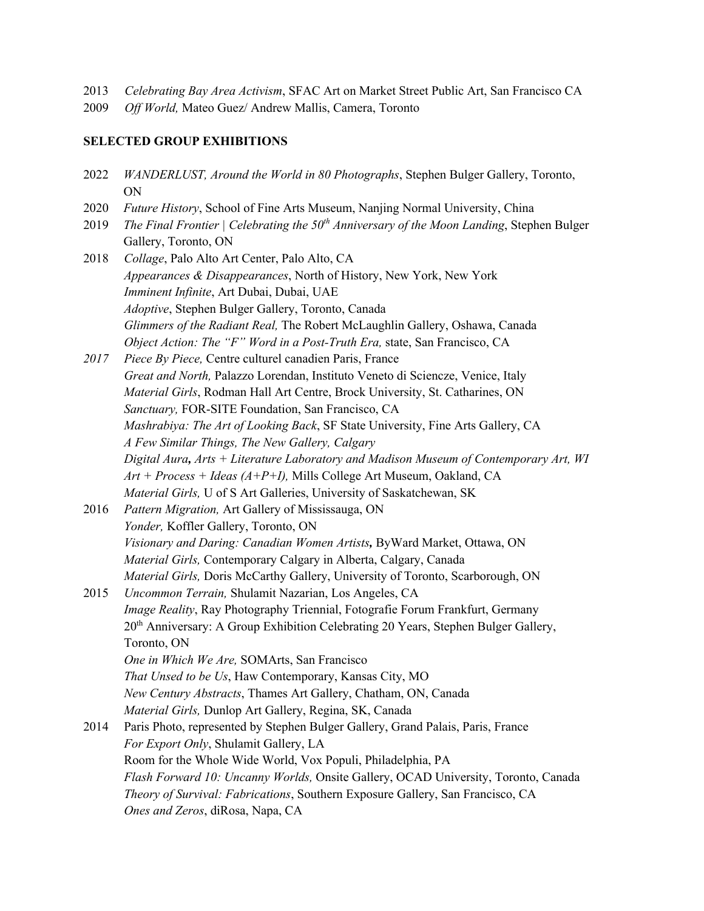2013 *Celebrating Bay Area Activism*, SFAC Art on Market Street Public Art, San Francisco CA
2009 *Off World,* Mateo Guez/ Andrew Mallis, Camera, Toronto

**SELECTED GROUP EXHIBITIONS**

2022 *WANDERLUST, Around the World in 80 Photographs*, Stephen Bulger Gallery, Toronto, ON

2020 *Future History*, School of Fine Arts Museum, Nanjing Normal University, China

2019 *The Final Frontier | Celebrating the 50th Anniversary of the Moon Landing*, Stephen Bulger Gallery, Toronto, ON

2018 *Collage*, Palo Alto Art Center, Palo Alto, CA
*Appearances & Disappearances*, North of History, New York, New York
*Imminent Infinite*, Art Dubai, Dubai, UAE
*Adoptive*, Stephen Bulger Gallery, Toronto, Canada
*Glimmers of the Radiant Real,* The Robert McLaughlin Gallery, Oshawa, Canada
*Object Action: The "F" Word in a Post-Truth Era,* state, San Francisco, CA

*2017* *Piece By Piece,* Centre culturel canadien Paris, France
*Great and North,* Palazzo Lorendan, Instituto Veneto di Sciencze, Venice, Italy
*Material Girls*, Rodman Hall Art Centre, Brock University, St. Catharines, ON
*Sanctuary,* FOR-SITE Foundation, San Francisco, CA
*Mashrabiya: The Art of Looking Back*, SF State University, Fine Arts Gallery, CA
*A Few Similar Things, The New Gallery, Calgary*
*Digital Aura**,** Arts + Literature Laboratory and Madison Museum of Contemporary Art, WI*
*Art + Process + Ideas (A+P+I),* Mills College Art Museum, Oakland, CA
*Material Girls,* U of S Art Galleries, University of Saskatchewan, SK

2016 *Pattern Migration,* Art Gallery of Mississauga, ON
*Yonder,* Koffler Gallery, Toronto, ON
*Visionary and Daring: Canadian Women Artists***,** ByWard Market, Ottawa, ON
*Material Girls,* Contemporary Calgary in Alberta, Calgary, Canada
*Material Girls,* Doris McCarthy Gallery, University of Toronto, Scarborough, ON

2015 *Uncommon Terrain,* Shulamit Nazarian, Los Angeles, CA
*Image Reality*, Ray Photography Triennial, Fotografie Forum Frankfurt, Germany
20th Anniversary: A Group Exhibition Celebrating 20 Years, Stephen Bulger Gallery, Toronto, ON
*One in Which We Are,* SOMArts, San Francisco
*That Unsed to be Us*, Haw Contemporary, Kansas City, MO
*New Century Abstracts*, Thames Art Gallery, Chatham, ON, Canada
*Material Girls,* Dunlop Art Gallery, Regina, SK, Canada

2014 Paris Photo, represented by Stephen Bulger Gallery, Grand Palais, Paris, France
*For Export Only*, Shulamit Gallery, LA
Room for the Whole Wide World, Vox Populi, Philadelphia, PA
*Flash Forward 10: Uncanny Worlds,* Onsite Gallery, OCAD University, Toronto, Canada
*Theory of Survival: Fabrications*, Southern Exposure Gallery, San Francisco, CA
*Ones and Zeros*, diRosa, Napa, CA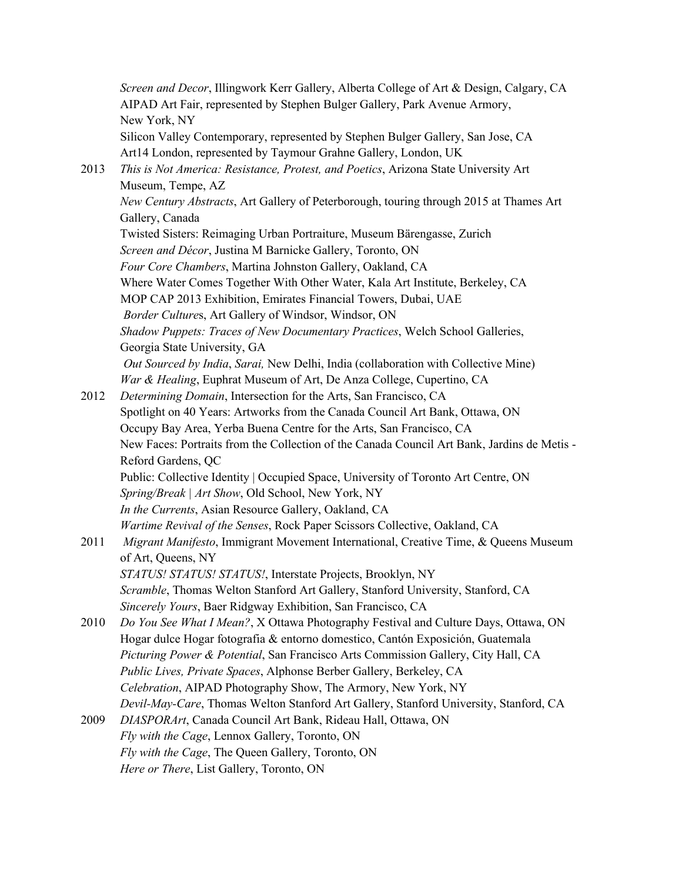*Screen and Decor*, Illingwork Kerr Gallery, Alberta College of Art & Design, Calgary, CA
AIPAD Art Fair, represented by Stephen Bulger Gallery, Park Avenue Armory, New York, NY
Silicon Valley Contemporary, represented by Stephen Bulger Gallery, San Jose, CA
Art14 London, represented by Taymour Grahne Gallery, London, UK

2013 *This is Not America: Resistance, Protest, and Poetics*, Arizona State University Art Museum, Tempe, AZ
*New Century Abstracts*, Art Gallery of Peterborough, touring through 2015 at Thames Art Gallery, Canada
Twisted Sisters: Reimaging Urban Portraiture, Museum Bärengasse, Zurich
*Screen and Décor*, Justina M Barnicke Gallery, Toronto, ON
*Four Core Chambers*, Martina Johnston Gallery, Oakland, CA
Where Water Comes Together With Other Water, Kala Art Institute, Berkeley, CA
MOP CAP 2013 Exhibition, Emirates Financial Towers, Dubai, UAE
*Border Cultures*, Art Gallery of Windsor, Windsor, ON
*Shadow Puppets: Traces of New Documentary Practices*, Welch School Galleries, Georgia State University, GA
*Out Sourced by India*, *Sarai,* New Delhi, India (collaboration with Collective Mine)
*War & Healing*, Euphrat Museum of Art, De Anza College, Cupertino, CA

2012 *Determining Domain*, Intersection for the Arts, San Francisco, CA
Spotlight on 40 Years: Artworks from the Canada Council Art Bank, Ottawa, ON
Occupy Bay Area, Yerba Buena Centre for the Arts, San Francisco, CA
New Faces: Portraits from the Collection of the Canada Council Art Bank, Jardins de Metis - Reford Gardens, QC
Public: Collective Identity | Occupied Space, University of Toronto Art Centre, ON
*Spring/Break | Art Show*, Old School, New York, NY
*In the Currents*, Asian Resource Gallery, Oakland, CA
*Wartime Revival of the Senses*, Rock Paper Scissors Collective, Oakland, CA

2011 *Migrant Manifesto*, Immigrant Movement International, Creative Time, & Queens Museum of Art, Queens, NY
*STATUS! STATUS! STATUS!*, Interstate Projects, Brooklyn, NY
*Scramble*, Thomas Welton Stanford Art Gallery, Stanford University, Stanford, CA
*Sincerely Yours*, Baer Ridgway Exhibition, San Francisco, CA

2010 *Do You See What I Mean?*, X Ottawa Photography Festival and Culture Days, Ottawa, ON
Hogar dulce Hogar fotografia & entorno domestico, Cantón Exposición, Guatemala
*Picturing Power & Potential*, San Francisco Arts Commission Gallery, City Hall, CA
*Public Lives, Private Spaces*, Alphonse Berber Gallery, Berkeley, CA
*Celebration*, AIPAD Photography Show, The Armory, New York, NY
*Devil-May-Care*, Thomas Welton Stanford Art Gallery, Stanford University, Stanford, CA

2009 *DIASPORArt*, Canada Council Art Bank, Rideau Hall, Ottawa, ON
*Fly with the Cage*, Lennox Gallery, Toronto, ON
*Fly with the Cage*, The Queen Gallery, Toronto, ON
*Here or There*, List Gallery, Toronto, ON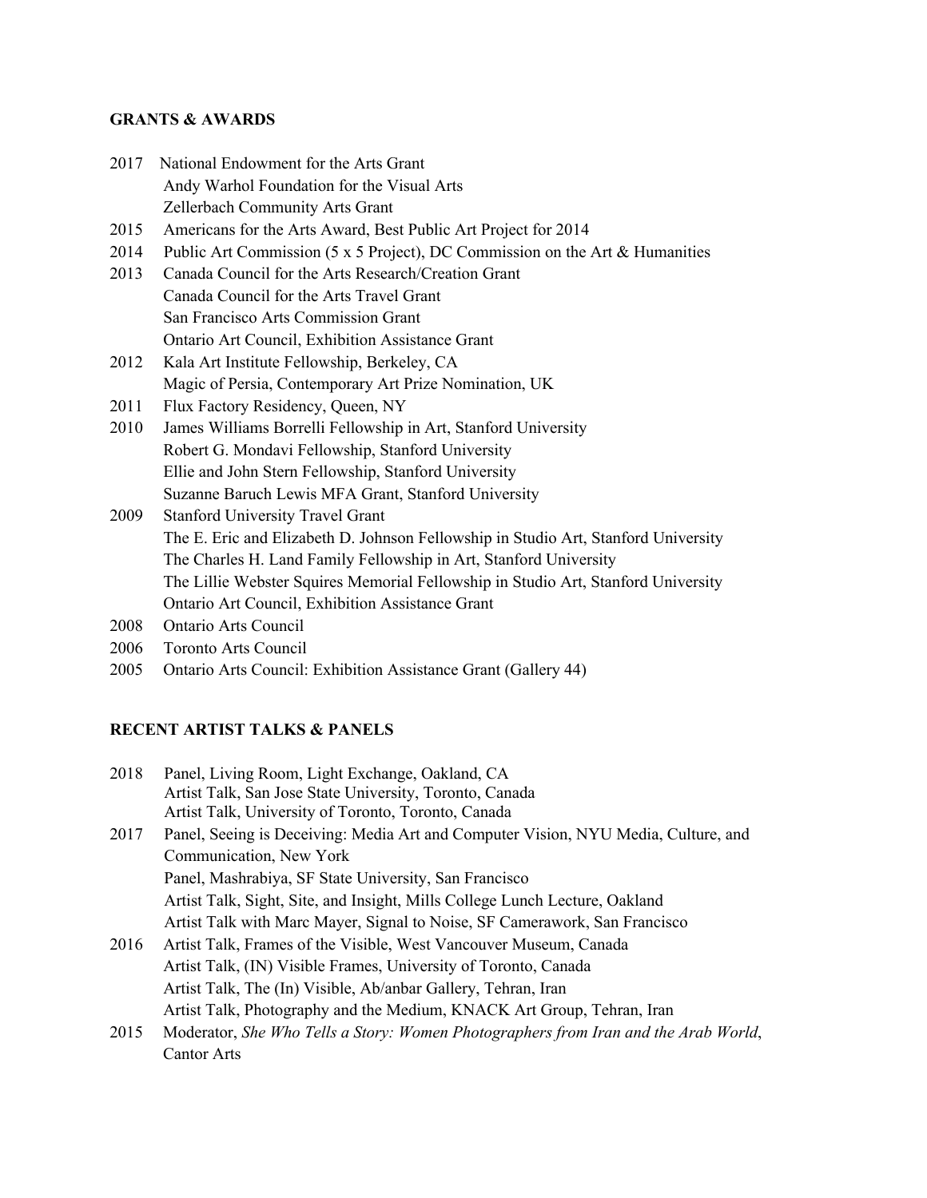## GRANTS & AWARDS

2017 National Endowment for the Arts Grant
Andy Warhol Foundation for the Visual Arts
Zellerbach Community Arts Grant

2015 Americans for the Arts Award, Best Public Art Project for 2014

2014 Public Art Commission (5 x 5 Project), DC Commission on the Art & Humanities

2013 Canada Council for the Arts Research/Creation Grant
Canada Council for the Arts Travel Grant
San Francisco Arts Commission Grant
Ontario Art Council, Exhibition Assistance Grant

2012 Kala Art Institute Fellowship, Berkeley, CA
Magic of Persia, Contemporary Art Prize Nomination, UK

2011 Flux Factory Residency, Queen, NY

2010 James Williams Borrelli Fellowship in Art, Stanford University
Robert G. Mondavi Fellowship, Stanford University
Ellie and John Stern Fellowship, Stanford University
Suzanne Baruch Lewis MFA Grant, Stanford University

2009 Stanford University Travel Grant
The E. Eric and Elizabeth D. Johnson Fellowship in Studio Art, Stanford University
The Charles H. Land Family Fellowship in Art, Stanford University
The Lillie Webster Squires Memorial Fellowship in Studio Art, Stanford University
Ontario Art Council, Exhibition Assistance Grant

2008 Ontario Arts Council

2006 Toronto Arts Council

2005 Ontario Arts Council: Exhibition Assistance Grant (Gallery 44)

## RECENT ARTIST TALKS & PANELS

2018 Panel, Living Room, Light Exchange, Oakland, CA
Artist Talk, San Jose State University, Toronto, Canada
Artist Talk, University of Toronto, Toronto, Canada

2017 Panel, Seeing is Deceiving: Media Art and Computer Vision, NYU Media, Culture, and Communication, New York
Panel, Mashrabiya, SF State University, San Francisco
Artist Talk, Sight, Site, and Insight, Mills College Lunch Lecture, Oakland
Artist Talk with Marc Mayer, Signal to Noise, SF Camerawork, San Francisco

2016 Artist Talk, Frames of the Visible, West Vancouver Museum, Canada
Artist Talk, (IN) Visible Frames, University of Toronto, Canada
Artist Talk, The (In) Visible, Ab/anbar Gallery, Tehran, Iran
Artist Talk, Photography and the Medium, KNACK Art Group, Tehran, Iran

2015 Moderator, *She Who Tells a Story: Women Photographers from Iran and the Arab World*, Cantor Arts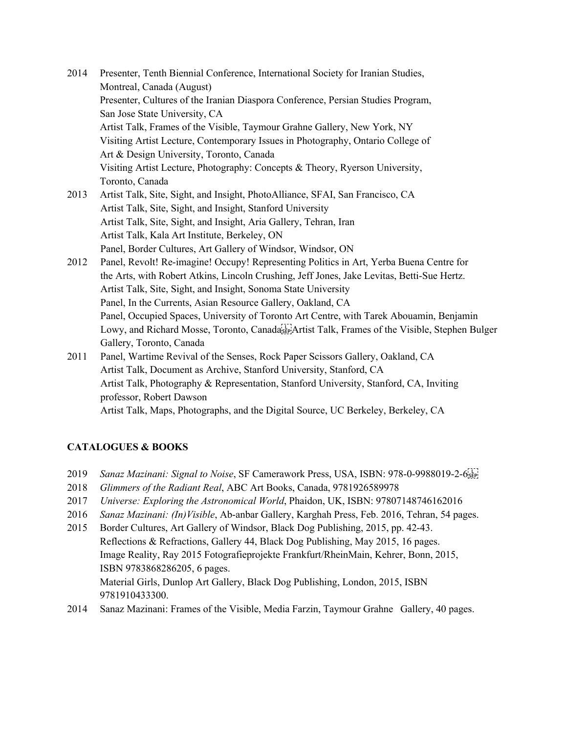2014 Presenter, Tenth Biennial Conference, International Society for Iranian Studies, Montreal, Canada (August)
Presenter, Cultures of the Iranian Diaspora Conference, Persian Studies Program, San Jose State University, CA
Artist Talk, Frames of the Visible, Taymour Grahne Gallery, New York, NY
Visiting Artist Lecture, Contemporary Issues in Photography, Ontario College of Art & Design University, Toronto, Canada
Visiting Artist Lecture, Photography: Concepts & Theory, Ryerson University, Toronto, Canada

2013 Artist Talk, Site, Sight, and Insight, PhotoAlliance, SFAI, San Francisco, CA
Artist Talk, Site, Sight, and Insight, Stanford University
Artist Talk, Site, Sight, and Insight, Aria Gallery, Tehran, Iran
Artist Talk, Kala Art Institute, Berkeley, ON
Panel, Border Cultures, Art Gallery of Windsor, Windsor, ON

2012 Panel, Revolt! Re-imagine! Occupy! Representing Politics in Art, Yerba Buena Centre for the Arts, with Robert Atkins, Lincoln Crushing, Jeff Jones, Jake Levitas, Betti-Sue Hertz.
Artist Talk, Site, Sight, and Insight, Sonoma State University
Panel, In the Currents, Asian Resource Gallery, Oakland, CA
Panel, Occupied Spaces, University of Toronto Art Centre, with Tarek Abouamin, Benjamin Lowy, and Richard Mosse, Toronto, Canada
Artist Talk, Frames of the Visible, Stephen Bulger Gallery, Toronto, Canada

2011 Panel, Wartime Revival of the Senses, Rock Paper Scissors Gallery, Oakland, CA
Artist Talk, Document as Archive, Stanford University, Stanford, CA
Artist Talk, Photography & Representation, Stanford University, Stanford, CA, Inviting professor, Robert Dawson
Artist Talk, Maps, Photographs, and the Digital Source, UC Berkeley, Berkeley, CA

**CATALOGUES & BOOKS**

2019 *Sanaz Mazinani: Signal to Noise*, SF Camerawork Press, USA, ISBN: 978-0-9988019-2-6

2018 *Glimmers of the Radiant Real*, ABC Art Books, Canada, 9781926589978

2017 *Universe: Exploring the Astronomical World*, Phaidon, UK, ISBN: 97807148746162016

2016 *Sanaz Mazinani: (In)Visible*, Ab-anbar Gallery, Karghah Press, Feb. 2016, Tehran, 54 pages.

2015 Border Cultures, Art Gallery of Windsor, Black Dog Publishing, 2015, pp. 42-43.
Reflections & Refractions, Gallery 44, Black Dog Publishing, May 2015, 16 pages.
Image Reality, Ray 2015 Fotografieprojekte Frankfurt/RheinMain, Kehrer, Bonn, 2015, ISBN 9783868286205, 6 pages.
Material Girls, Dunlop Art Gallery, Black Dog Publishing, London, 2015, ISBN 9781910433300.

2014 Sanaz Mazinani: Frames of the Visible, Media Farzin, Taymour Grahne Gallery, 40 pages.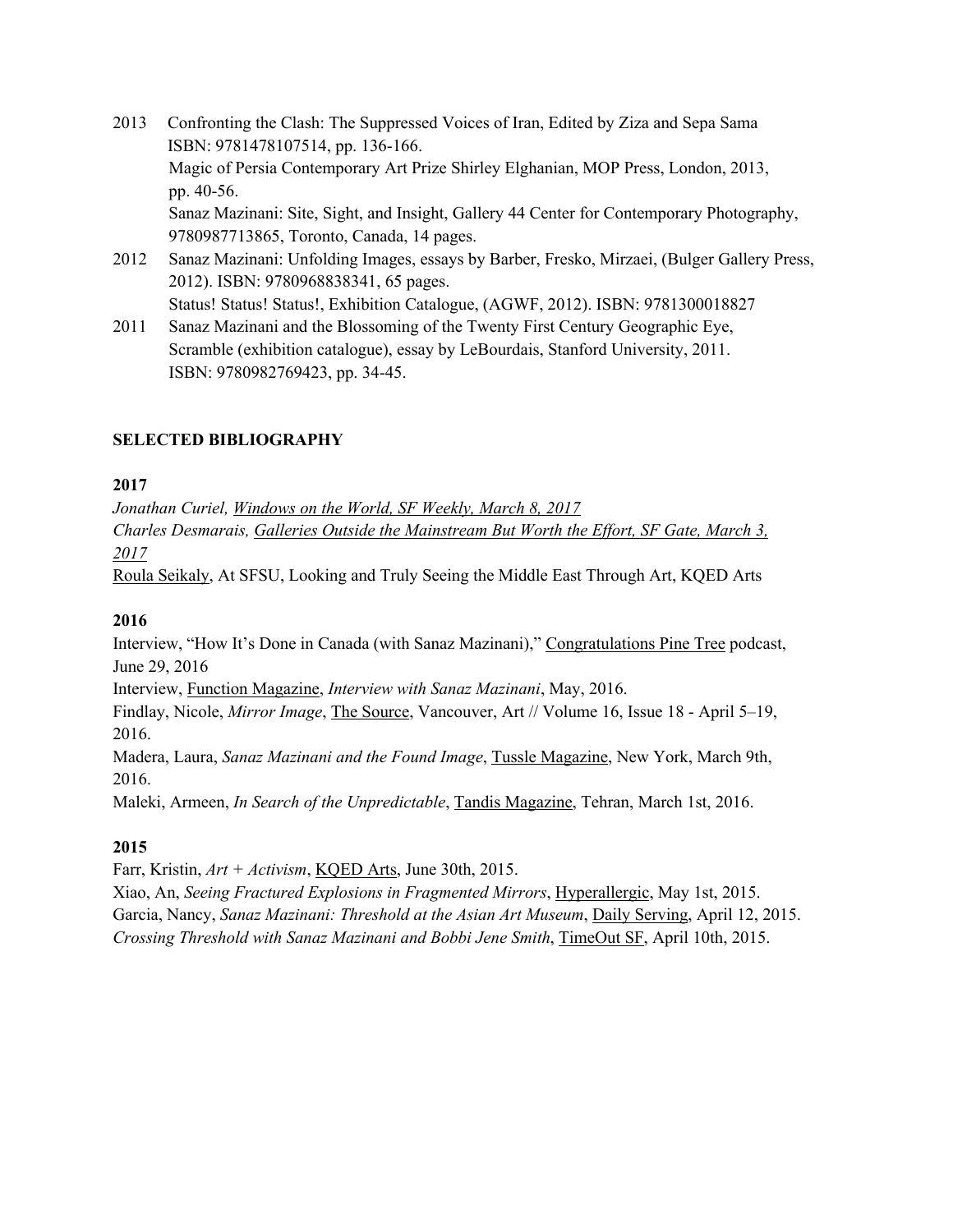2013 Confronting the Clash: The Suppressed Voices of Iran, Edited by Ziza and Sepa Sama ISBN: 9781478107514, pp. 136-166.
Magic of Persia Contemporary Art Prize Shirley Elghanian, MOP Press, London, 2013, pp. 40-56.
Sanaz Mazinani: Site, Sight, and Insight, Gallery 44 Center for Contemporary Photography, 9780987713865, Toronto, Canada, 14 pages.

2012 Sanaz Mazinani: Unfolding Images, essays by Barber, Fresko, Mirzaei, (Bulger Gallery Press, 2012). ISBN: 9780968838341, 65 pages.
Status! Status! Status!, Exhibition Catalogue, (AGWF, 2012). ISBN: 9781300018827

2011 Sanaz Mazinani and the Blossoming of the Twenty First Century Geographic Eye, Scramble (exhibition catalogue), essay by LeBourdais, Stanford University, 2011. ISBN: 9780982769423, pp. 34-45.

**SELECTED BIBLIOGRAPHY**

**2017**

*Jonathan Curiel, Windows on the World, SF Weekly, March 8, 2017*
*Charles Desmarais, Galleries Outside the Mainstream But Worth the Effort, SF Gate, March 3, 2017*
Roula Seikaly, At SFSU, Looking and Truly Seeing the Middle East Through Art, KQED Arts

**2016**

Interview, "How It's Done in Canada (with Sanaz Mazinani)," Congratulations Pine Tree podcast, June 29, 2016
Interview, Function Magazine, *Interview with Sanaz Mazinani*, May, 2016.
Findlay, Nicole, *Mirror Image*, The Source, Vancouver, Art // Volume 16, Issue 18 - April 5–19, 2016.
Madera, Laura, *Sanaz Mazinani and the Found Image*, Tussle Magazine, New York, March 9th, 2016.
Maleki, Armeen, *In Search of the Unpredictable*, Tandis Magazine, Tehran, March 1st, 2016.

**2015**

Farr, Kristin, *Art + Activism*, KQED Arts, June 30th, 2015.
Xiao, An, *Seeing Fractured Explosions in Fragmented Mirrors*, Hyperallergic, May 1st, 2015.
Garcia, Nancy, *Sanaz Mazinani: Threshold at the Asian Art Museum*, Daily Serving, April 12, 2015.
*Crossing Threshold with Sanaz Mazinani and Bobbi Jene Smith*, TimeOut SF, April 10th, 2015.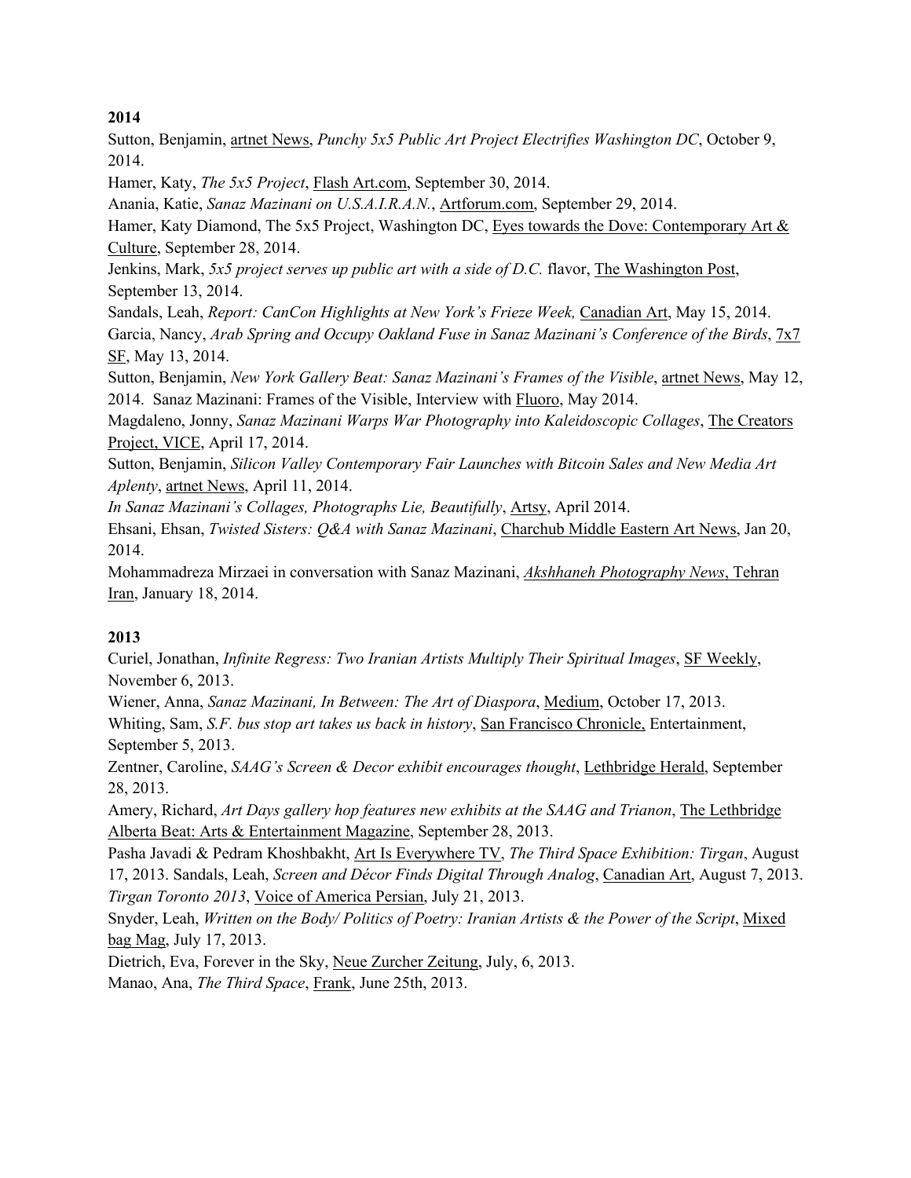**2014**

Sutton, Benjamin, artnet News, *Punchy 5x5 Public Art Project Electrifies Washington DC*, October 9, 2014.

Hamer, Katy, *The 5x5 Project*, Flash Art.com, September 30, 2014.

Anania, Katie, *Sanaz Mazinani on U.S.A.I.R.A.N.*, Artforum.com, September 29, 2014.

Hamer, Katy Diamond, The 5x5 Project, Washington DC, Eyes towards the Dove: Contemporary Art & Culture, September 28, 2014.

Jenkins, Mark, *5x5 project serves up public art with a side of D.C.* flavor, The Washington Post, September 13, 2014.

Sandals, Leah, *Report: CanCon Highlights at New York's Frieze Week,* Canadian Art, May 15, 2014.

Garcia, Nancy, *Arab Spring and Occupy Oakland Fuse in Sanaz Mazinani's Conference of the Birds*, 7x7 SF, May 13, 2014.

Sutton, Benjamin, *New York Gallery Beat: Sanaz Mazinani's Frames of the Visible*, artnet News, May 12, 2014. Sanaz Mazinani: Frames of the Visible, Interview with Fluoro, May 2014.

Magdaleno, Jonny, *Sanaz Mazinani Warps War Photography into Kaleidoscopic Collages*, The Creators Project, VICE, April 17, 2014.

Sutton, Benjamin, *Silicon Valley Contemporary Fair Launches with Bitcoin Sales and New Media Art Aplenty*, artnet News, April 11, 2014.

*In Sanaz Mazinani's Collages, Photographs Lie, Beautifully*, Artsy, April 2014.

Ehsani, Ehsan, *Twisted Sisters: Q&A with Sanaz Mazinani*, Charchub Middle Eastern Art News, Jan 20, 2014.

Mohammadreza Mirzaei in conversation with Sanaz Mazinani, *Akshhaneh Photography News*, Tehran Iran, January 18, 2014.

**2013**

Curiel, Jonathan, *Infinite Regress: Two Iranian Artists Multiply Their Spiritual Images*, SF Weekly, November 6, 2013.

Wiener, Anna, *Sanaz Mazinani, In Between: The Art of Diaspora*, Medium, October 17, 2013.

Whiting, Sam, *S.F. bus stop art takes us back in history*, San Francisco Chronicle, Entertainment, September 5, 2013.

Zentner, Caroline, *SAAG's Screen & Decor exhibit encourages thought*, Lethbridge Herald, September 28, 2013.

Amery, Richard, *Art Days gallery hop features new exhibits at the SAAG and Trianon*, The Lethbridge Alberta Beat: Arts & Entertainment Magazine, September 28, 2013.

Pasha Javadi & Pedram Khoshbakht, Art Is Everywhere TV, *The Third Space Exhibition: Tirgan*, August 17, 2013. Sandals, Leah, *Screen and Décor Finds Digital Through Analog*, Canadian Art, August 7, 2013. *Tirgan Toronto 2013*, Voice of America Persian, July 21, 2013.

Snyder, Leah, *Written on the Body/ Politics of Poetry: Iranian Artists & the Power of the Script*, Mixed bag Mag, July 17, 2013.

Dietrich, Eva, Forever in the Sky, Neue Zurcher Zeitung, July, 6, 2013.

Manao, Ana, *The Third Space*, Frank, June 25th, 2013.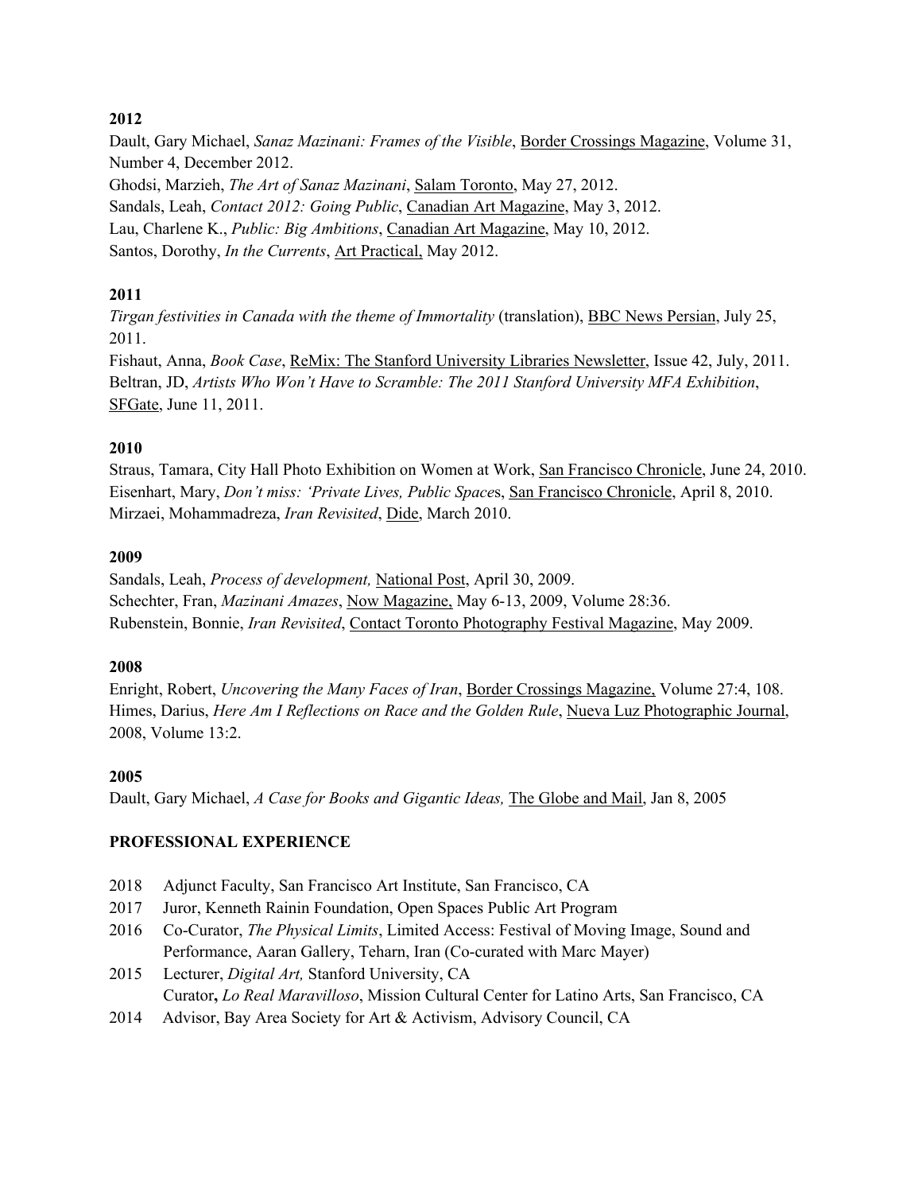**2012**

Dault, Gary Michael, *Sanaz Mazinani: Frames of the Visible*, Border Crossings Magazine, Volume 31, Number 4, December 2012.
Ghodsi, Marzieh, *The Art of Sanaz Mazinani*, Salam Toronto, May 27, 2012.
Sandals, Leah, *Contact 2012: Going Public*, Canadian Art Magazine, May 3, 2012.
Lau, Charlene K., *Public: Big Ambitions*, Canadian Art Magazine, May 10, 2012.
Santos, Dorothy, *In the Currents*, Art Practical, May 2012.

**2011**

*Tirgan festivities in Canada with the theme of Immortality* (translation), BBC News Persian, July 25, 2011.
Fishaut, Anna, *Book Case*, ReMix: The Stanford University Libraries Newsletter, Issue 42, July, 2011.
Beltran, JD, *Artists Who Won't Have to Scramble: The 2011 Stanford University MFA Exhibition*, SFGate, June 11, 2011.

**2010**

Straus, Tamara, City Hall Photo Exhibition on Women at Work, San Francisco Chronicle, June 24, 2010.
Eisenhart, Mary, *Don't miss: 'Private Lives, Public Spaces*, San Francisco Chronicle, April 8, 2010.
Mirzaei, Mohammadreza, *Iran Revisited*, Dide, March 2010.

**2009**

Sandals, Leah, *Process of development,* National Post, April 30, 2009.
Schechter, Fran, *Mazinani Amazes*, Now Magazine, May 6-13, 2009, Volume 28:36.
Rubenstein, Bonnie, *Iran Revisited*, Contact Toronto Photography Festival Magazine, May 2009.

**2008**

Enright, Robert, *Uncovering the Many Faces of Iran*, Border Crossings Magazine, Volume 27:4, 108.
Himes, Darius, *Here Am I Reflections on Race and the Golden Rule*, Nueva Luz Photographic Journal, 2008, Volume 13:2.

**2005**

Dault, Gary Michael, *A Case for Books and Gigantic Ideas,* The Globe and Mail, Jan 8, 2005

**PROFESSIONAL EXPERIENCE**

2018 Adjunct Faculty, San Francisco Art Institute, San Francisco, CA
2017 Juror, Kenneth Rainin Foundation, Open Spaces Public Art Program
2016 Co-Curator, *The Physical Limits*, Limited Access: Festival of Moving Image, Sound and Performance, Aaran Gallery, Teharn, Iran (Co-curated with Marc Mayer)
2015 Lecturer, *Digital Art,* Stanford University, CA
Curator**,** *Lo Real Maravilloso*, Mission Cultural Center for Latino Arts, San Francisco, CA
2014 Advisor, Bay Area Society for Art & Activism, Advisory Council, CA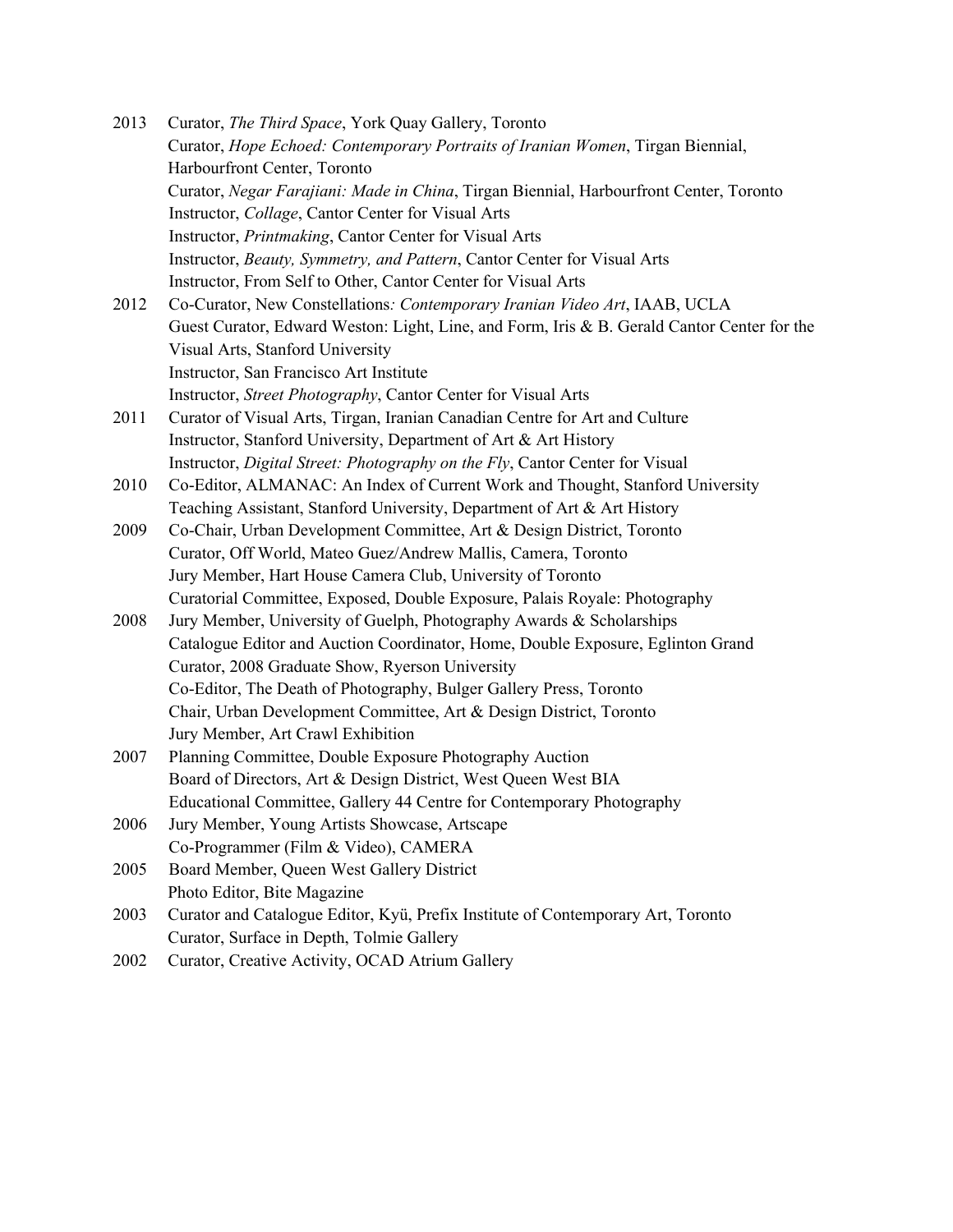2013 Curator, *The Third Space*, York Quay Gallery, Toronto
Curator, *Hope Echoed: Contemporary Portraits of Iranian Women*, Tirgan Biennial, Harbourfront Center, Toronto
Curator, *Negar Farajiani: Made in China*, Tirgan Biennial, Harbourfront Center, Toronto
Instructor, *Collage*, Cantor Center for Visual Arts
Instructor, *Printmaking*, Cantor Center for Visual Arts
Instructor, *Beauty, Symmetry, and Pattern*, Cantor Center for Visual Arts
Instructor, From Self to Other, Cantor Center for Visual Arts

2012 Co-Curator, New Constellations*: Contemporary Iranian Video Art*, IAAB, UCLA
Guest Curator, Edward Weston: Light, Line, and Form, Iris & B. Gerald Cantor Center for the Visual Arts, Stanford University
Instructor, San Francisco Art Institute
Instructor, *Street Photography*, Cantor Center for Visual Arts

2011 Curator of Visual Arts, Tirgan, Iranian Canadian Centre for Art and Culture
Instructor, Stanford University, Department of Art & Art History
Instructor, *Digital Street: Photography on the Fly*, Cantor Center for Visual

2010 Co-Editor, ALMANAC: An Index of Current Work and Thought, Stanford University
Teaching Assistant, Stanford University, Department of Art & Art History

2009 Co-Chair, Urban Development Committee, Art & Design District, Toronto
Curator, Off World, Mateo Guez/Andrew Mallis, Camera, Toronto
Jury Member, Hart House Camera Club, University of Toronto
Curatorial Committee, Exposed, Double Exposure, Palais Royale: Photography

2008 Jury Member, University of Guelph, Photography Awards & Scholarships
Catalogue Editor and Auction Coordinator, Home, Double Exposure, Eglinton Grand
Curator, 2008 Graduate Show, Ryerson University
Co-Editor, The Death of Photography, Bulger Gallery Press, Toronto
Chair, Urban Development Committee, Art & Design District, Toronto
Jury Member, Art Crawl Exhibition

2007 Planning Committee, Double Exposure Photography Auction
Board of Directors, Art & Design District, West Queen West BIA
Educational Committee, Gallery 44 Centre for Contemporary Photography

2006 Jury Member, Young Artists Showcase, Artscape
Co-Programmer (Film & Video), CAMERA

2005 Board Member, Queen West Gallery District
Photo Editor, Bite Magazine

2003 Curator and Catalogue Editor, Kyü, Prefix Institute of Contemporary Art, Toronto
Curator, Surface in Depth, Tolmie Gallery

2002 Curator, Creative Activity, OCAD Atrium Gallery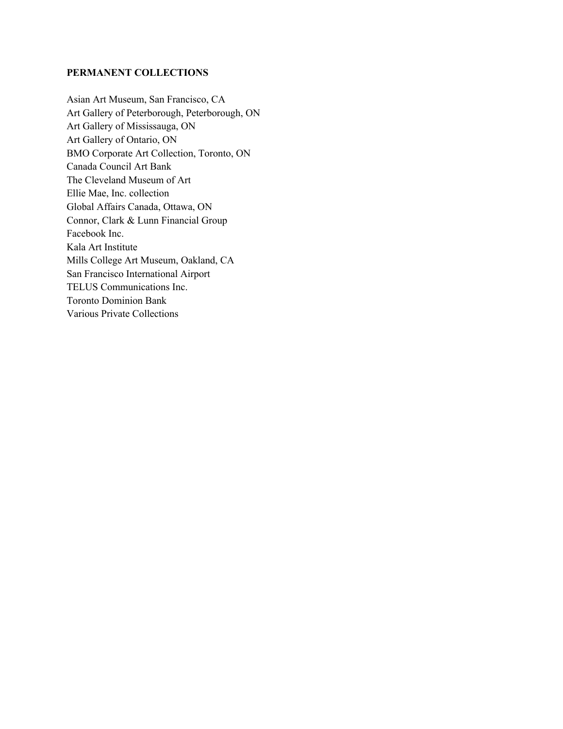**PERMANENT COLLECTIONS**

Asian Art Museum, San Francisco, CA
Art Gallery of Peterborough, Peterborough, ON
Art Gallery of Mississauga, ON
Art Gallery of Ontario, ON
BMO Corporate Art Collection, Toronto, ON
Canada Council Art Bank
The Cleveland Museum of Art
Ellie Mae, Inc. collection
Global Affairs Canada, Ottawa, ON
Connor, Clark & Lunn Financial Group
Facebook Inc.
Kala Art Institute
Mills College Art Museum, Oakland, CA
San Francisco International Airport
TELUS Communications Inc.
Toronto Dominion Bank
Various Private Collections